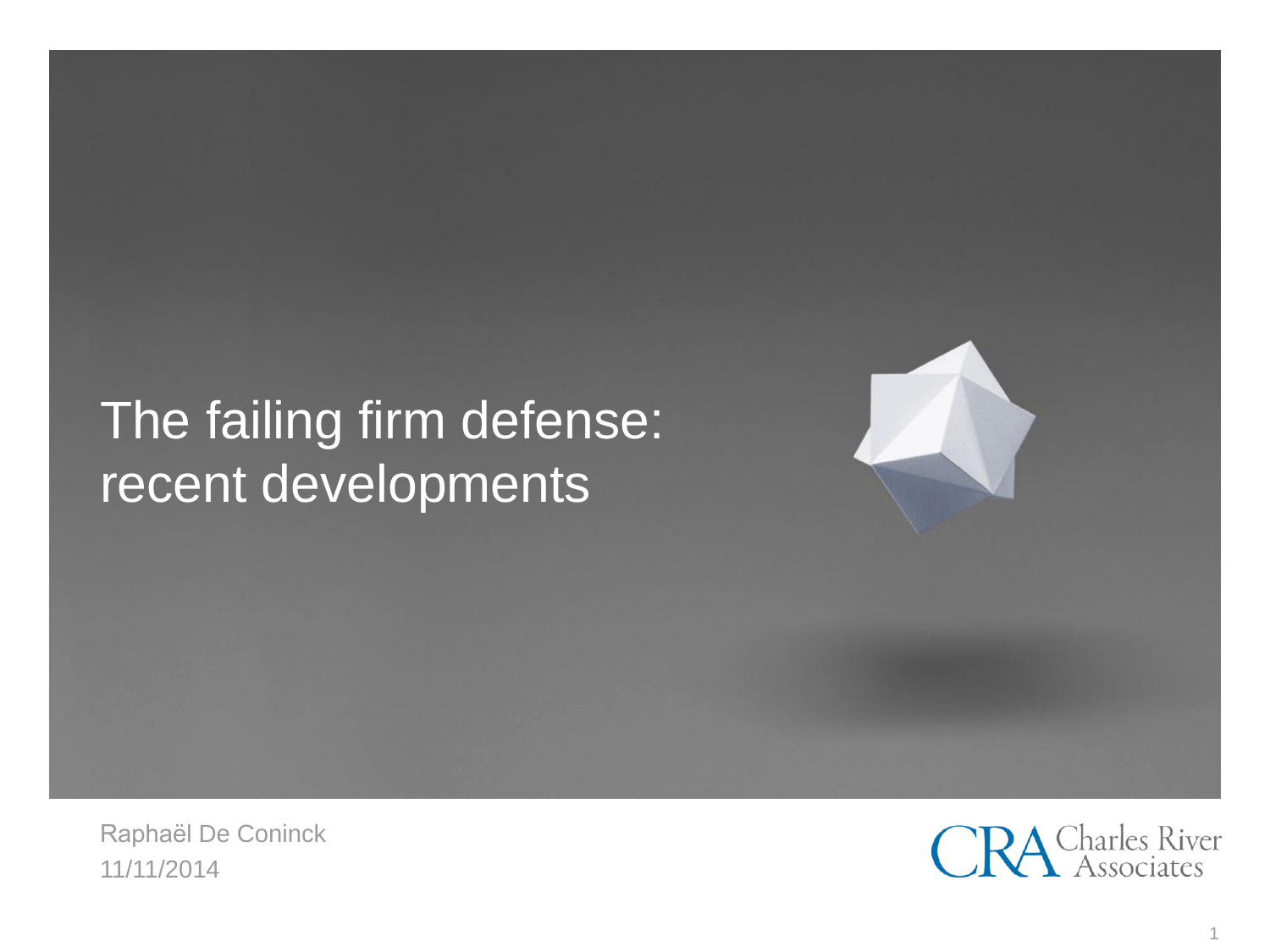# The failing firm defense: recent developments

Raphaël De Coninck
11/11/2014

CRA Charles River Associates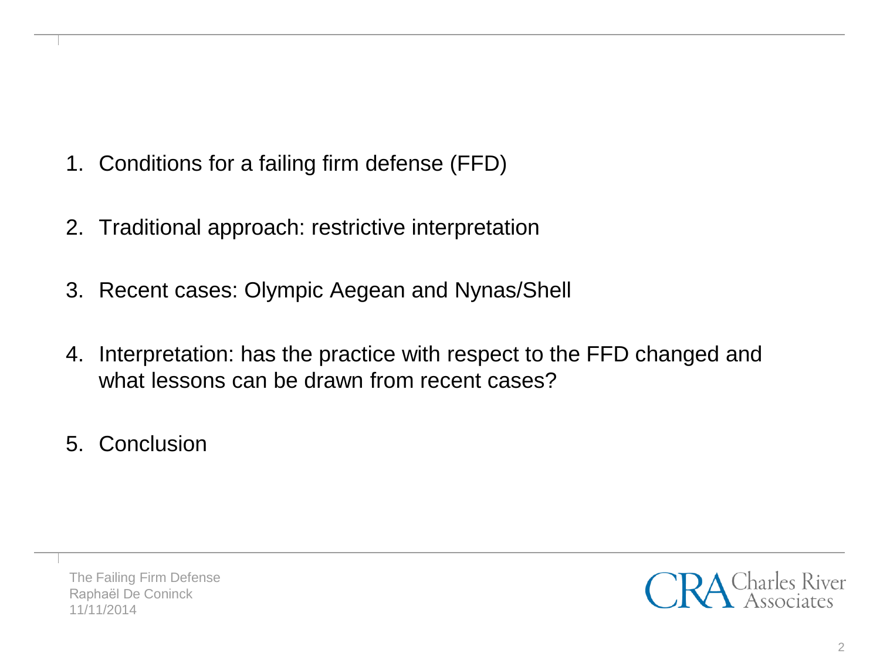1. Conditions for a failing firm defense (FFD)
2. Traditional approach: restrictive interpretation
3. Recent cases: Olympic Aegean and Nynas/Shell
4. Interpretation: has the practice with respect to the FFD changed and what lessons can be drawn from recent cases?
5. Conclusion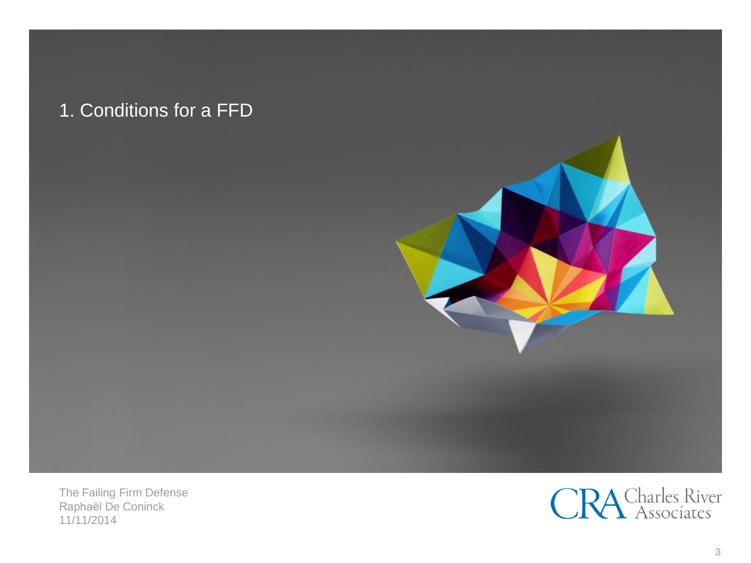# 1. Conditions for a FFD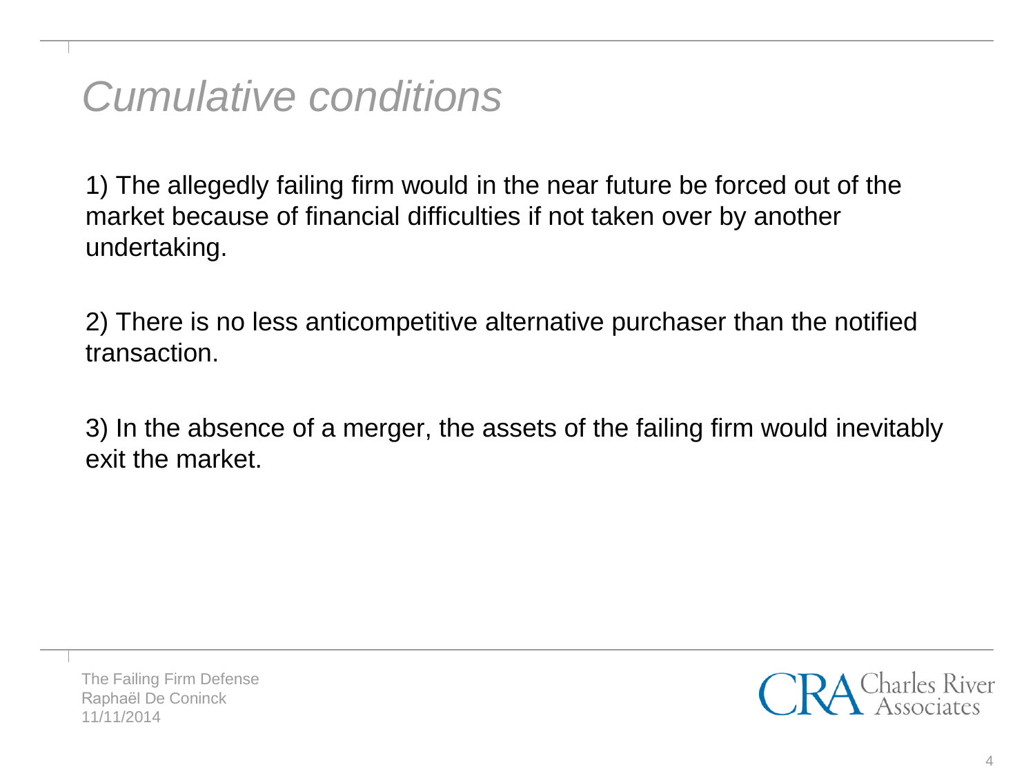# *Cumulative conditions*

1) The allegedly failing firm would in the near future be forced out of the market because of financial difficulties if not taken over by another undertaking.

2) There is no less anticompetitive alternative purchaser than the notified transaction.

3) In the absence of a merger, the assets of the failing firm would inevitably exit the market.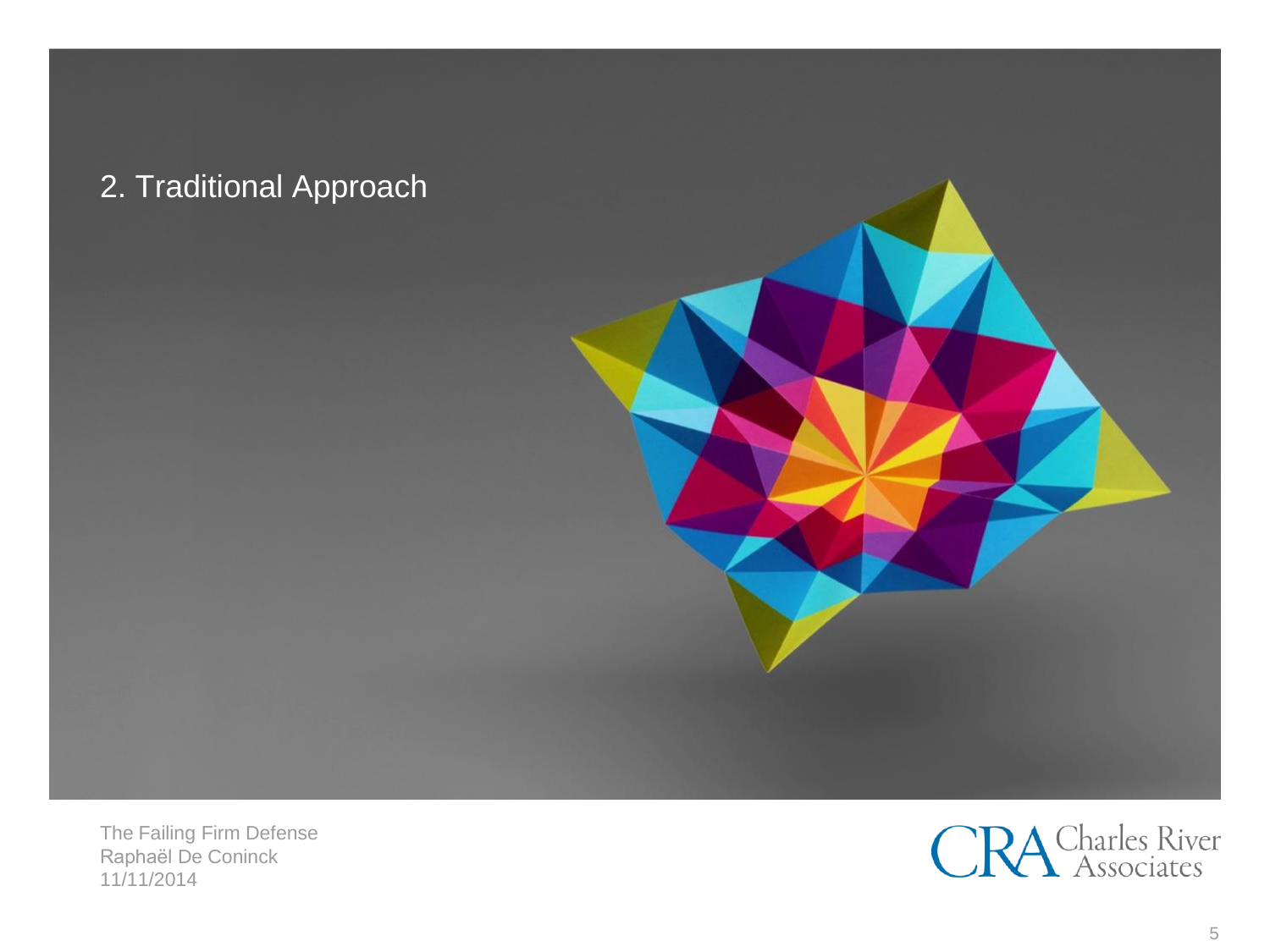# 2. Traditional Approach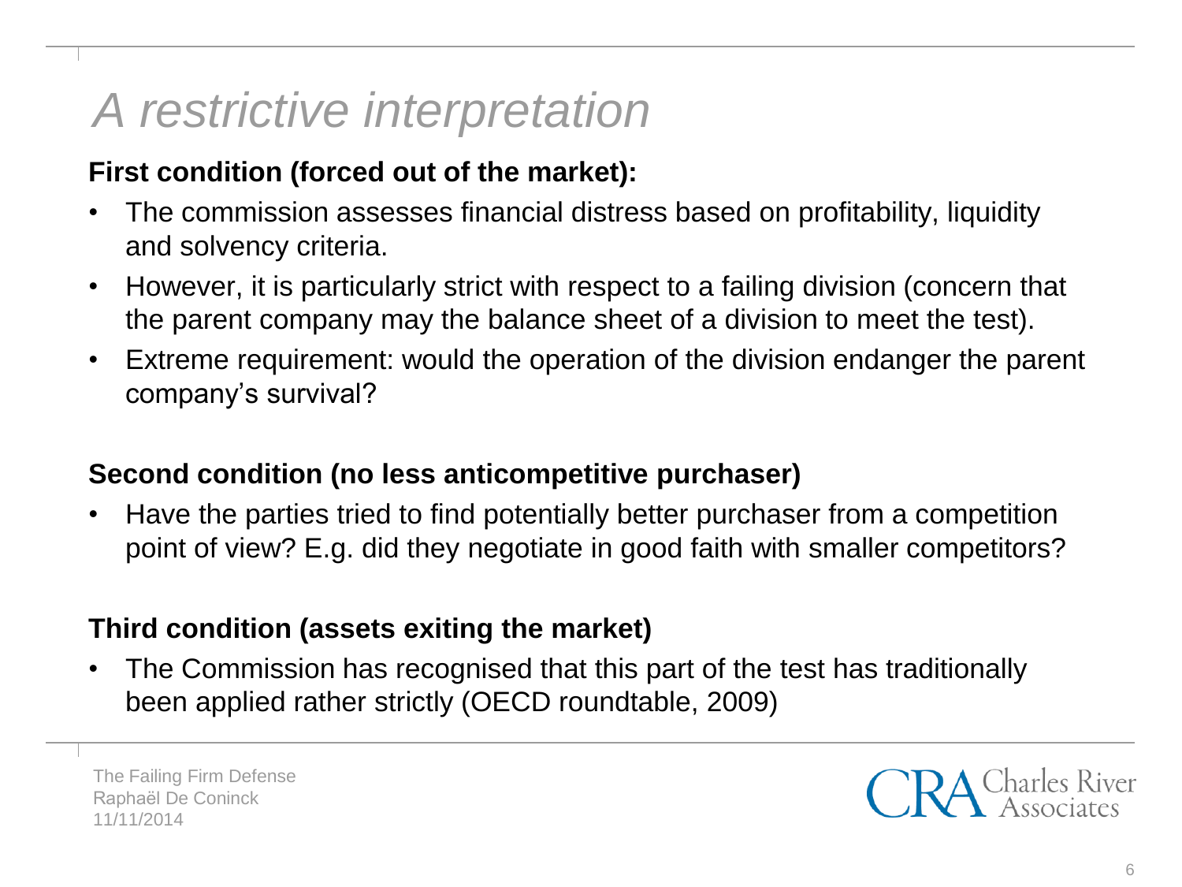# *A restrictive interpretation*

**First condition (forced out of the market):**

- The commission assesses financial distress based on profitability, liquidity and solvency criteria.
- However, it is particularly strict with respect to a failing division (concern that the parent company may the balance sheet of a division to meet the test).
- Extreme requirement: would the operation of the division endanger the parent company's survival?

**Second condition (no less anticompetitive purchaser)**

- Have the parties tried to find potentially better purchaser from a competition point of view? E.g. did they negotiate in good faith with smaller competitors?

**Third condition (assets exiting the market)**

- The Commission has recognised that this part of the test has traditionally been applied rather strictly (OECD roundtable, 2009)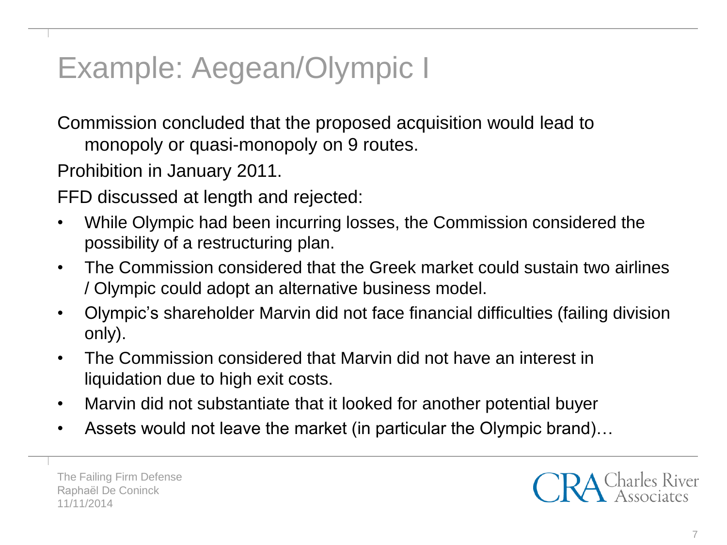# Example: Aegean/Olympic I

Commission concluded that the proposed acquisition would lead to monopoly or quasi-monopoly on 9 routes.

Prohibition in January 2011.

FFD discussed at length and rejected:

- While Olympic had been incurring losses, the Commission considered the possibility of a restructuring plan.
- The Commission considered that the Greek market could sustain two airlines / Olympic could adopt an alternative business model.
- Olympic's shareholder Marvin did not face financial difficulties (failing division only).
- The Commission considered that Marvin did not have an interest in liquidation due to high exit costs.
- Marvin did not substantiate that it looked for another potential buyer
- Assets would not leave the market (in particular the Olympic brand)…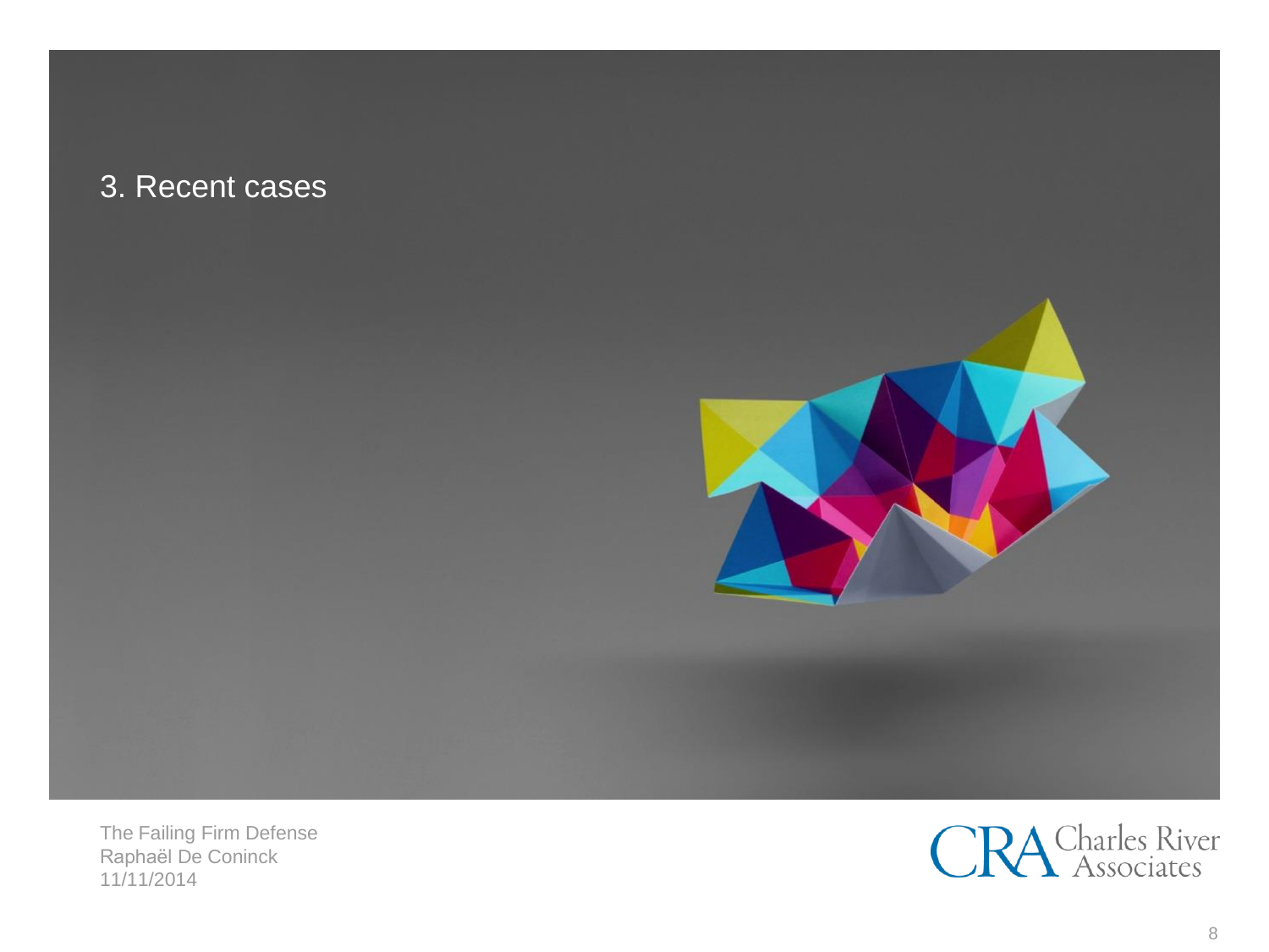# 3. Recent cases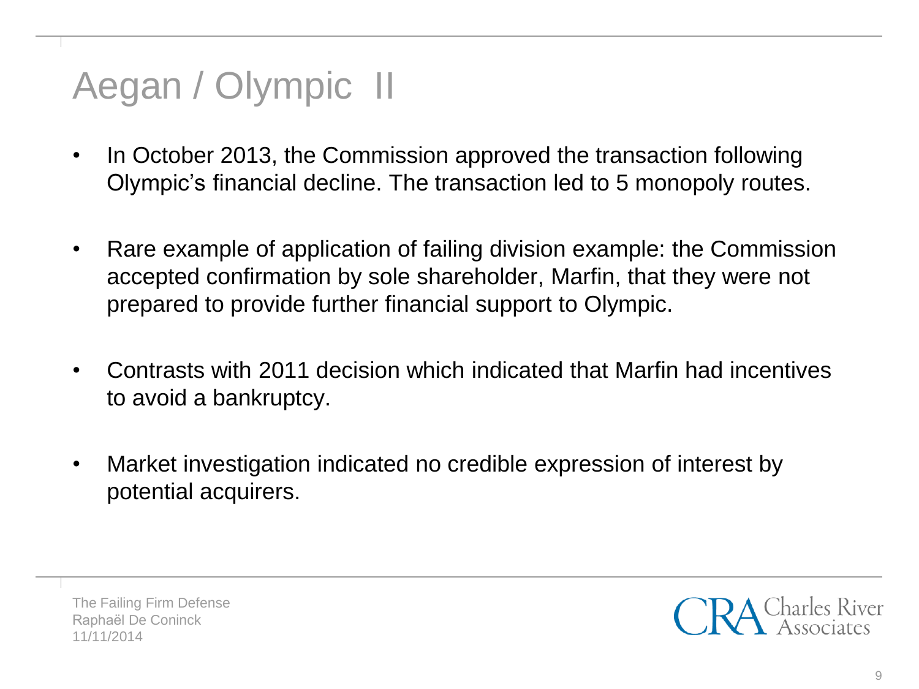# Aegan / Olympic II

- In October 2013, the Commission approved the transaction following Olympic's financial decline. The transaction led to 5 monopoly routes.
- Rare example of application of failing division example: the Commission accepted confirmation by sole shareholder, Marfin, that they were not prepared to provide further financial support to Olympic.
- Contrasts with 2011 decision which indicated that Marfin had incentives to avoid a bankruptcy.
- Market investigation indicated no credible expression of interest by potential acquirers.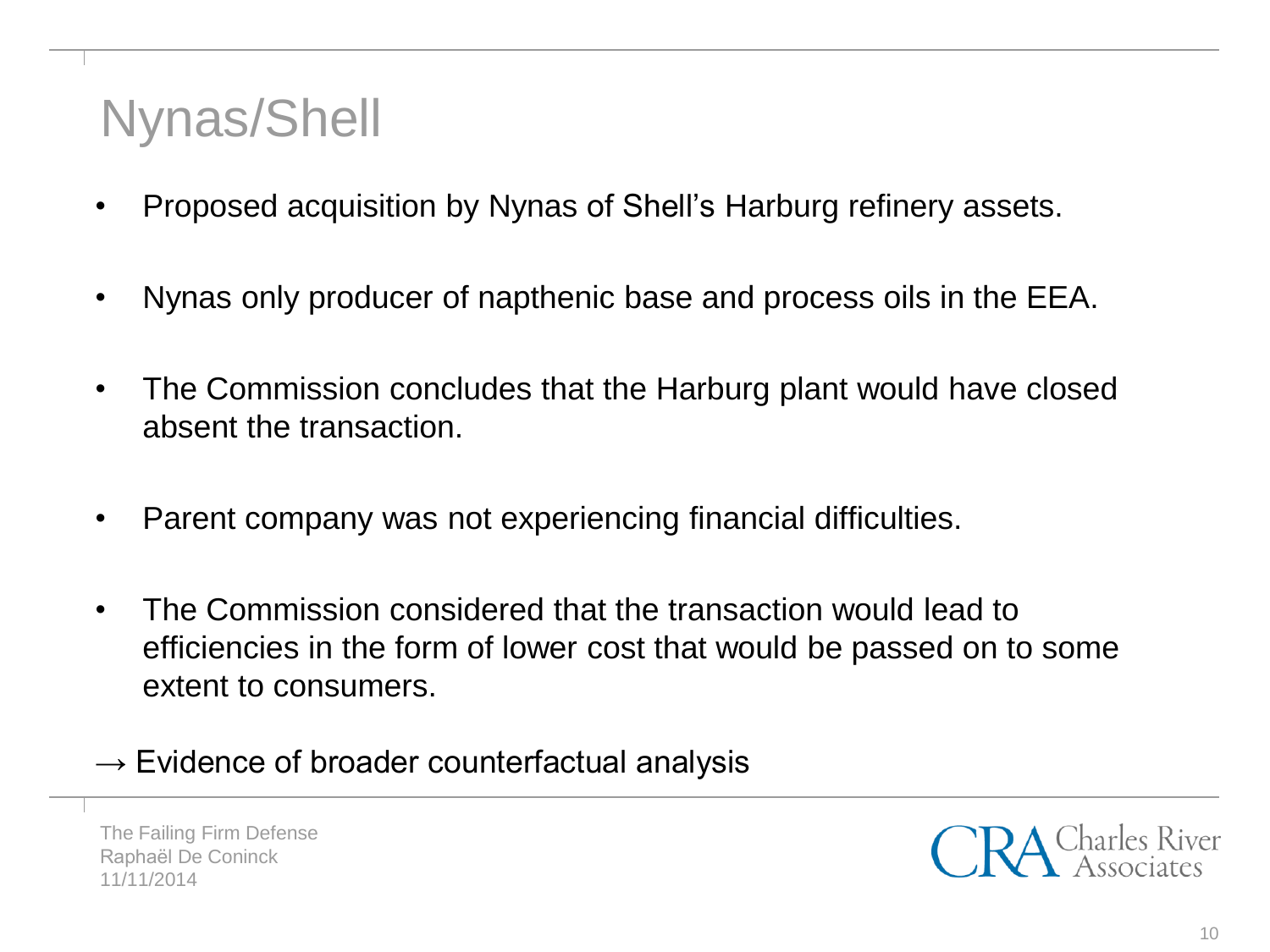# Nynas/Shell

- Proposed acquisition by Nynas of Shell's Harburg refinery assets.
- Nynas only producer of napthenic base and process oils in the EEA.
- The Commission concludes that the Harburg plant would have closed absent the transaction.
- Parent company was not experiencing financial difficulties.
- The Commission considered that the transaction would lead to efficiencies in the form of lower cost that would be passed on to some extent to consumers.

→ Evidence of broader counterfactual analysis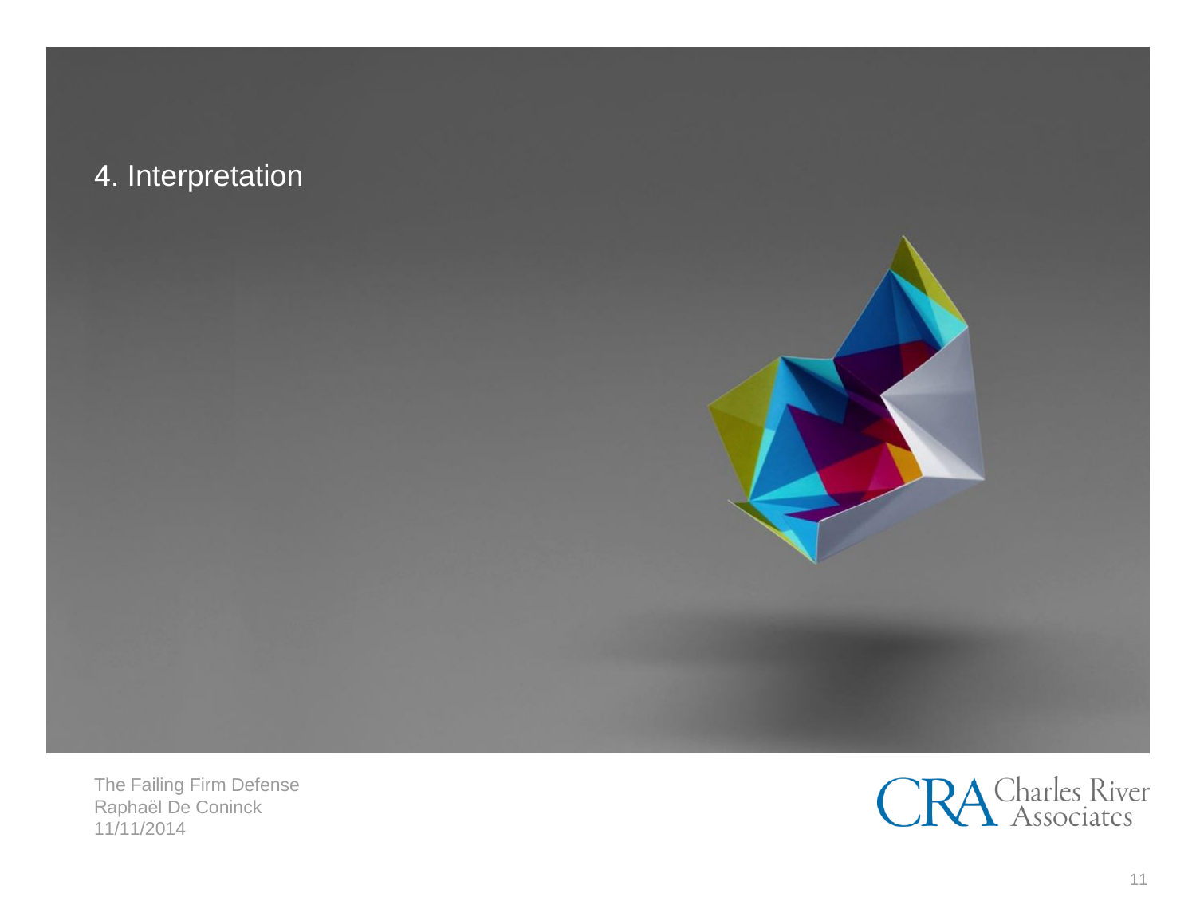# 4. Interpretation

The Failing Firm Defense
Raphaël De Coninck
11/11/2014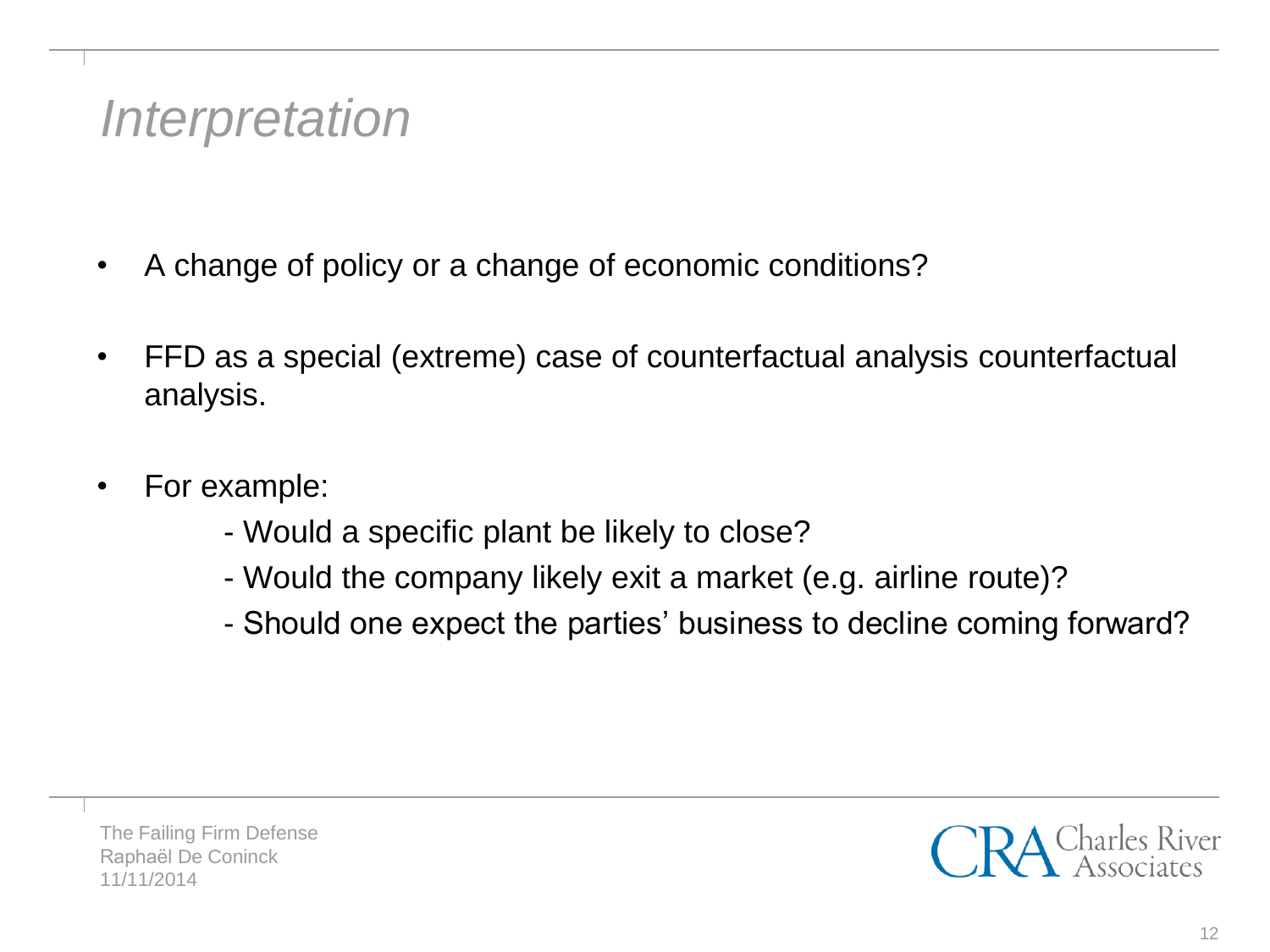# *Interpretation*

- A change of policy or a change of economic conditions?
- FFD as a special (extreme) case of counterfactual analysis counterfactual analysis.
- For example:
  - Would a specific plant be likely to close?
  - Would the company likely exit a market (e.g. airline route)?
  - Should one expect the parties' business to decline coming forward?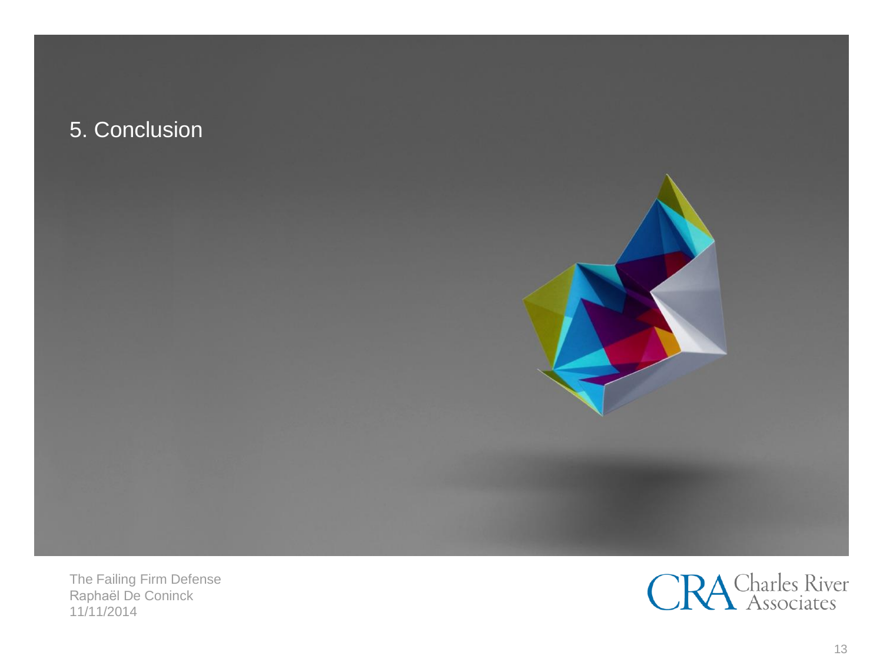# 5. Conclusion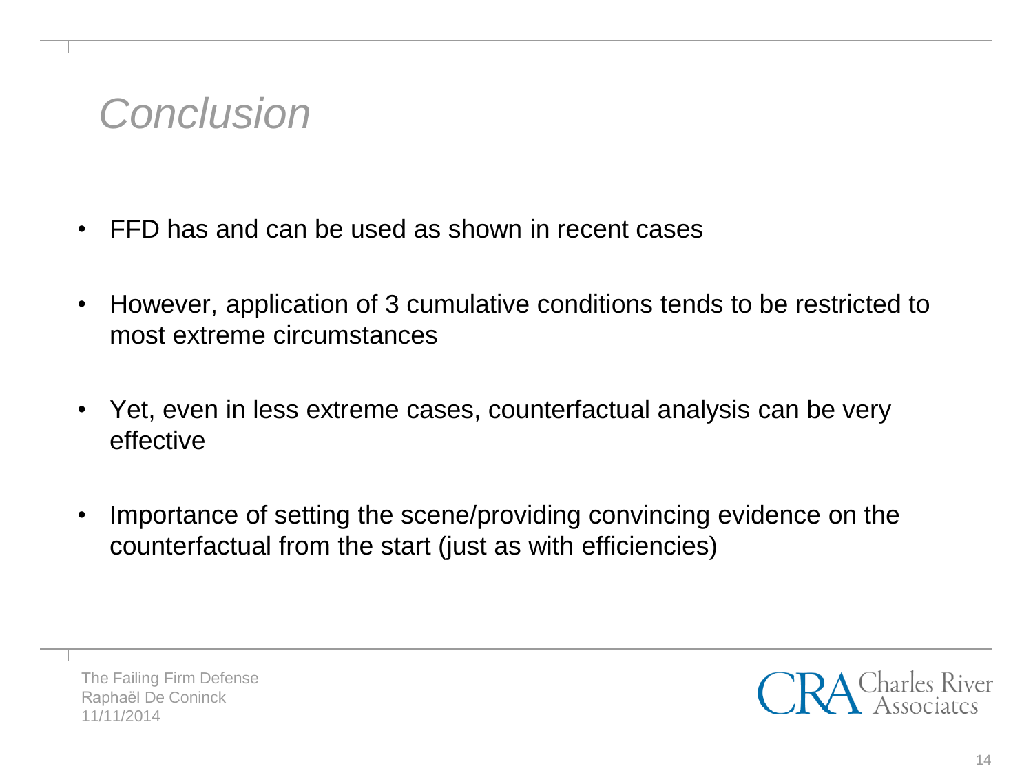# Conclusion

- FFD has and can be used as shown in recent cases
- However, application of 3 cumulative conditions tends to be restricted to most extreme circumstances
- Yet, even in less extreme cases, counterfactual analysis can be very effective
- Importance of setting the scene/providing convincing evidence on the counterfactual from the start (just as with efficiencies)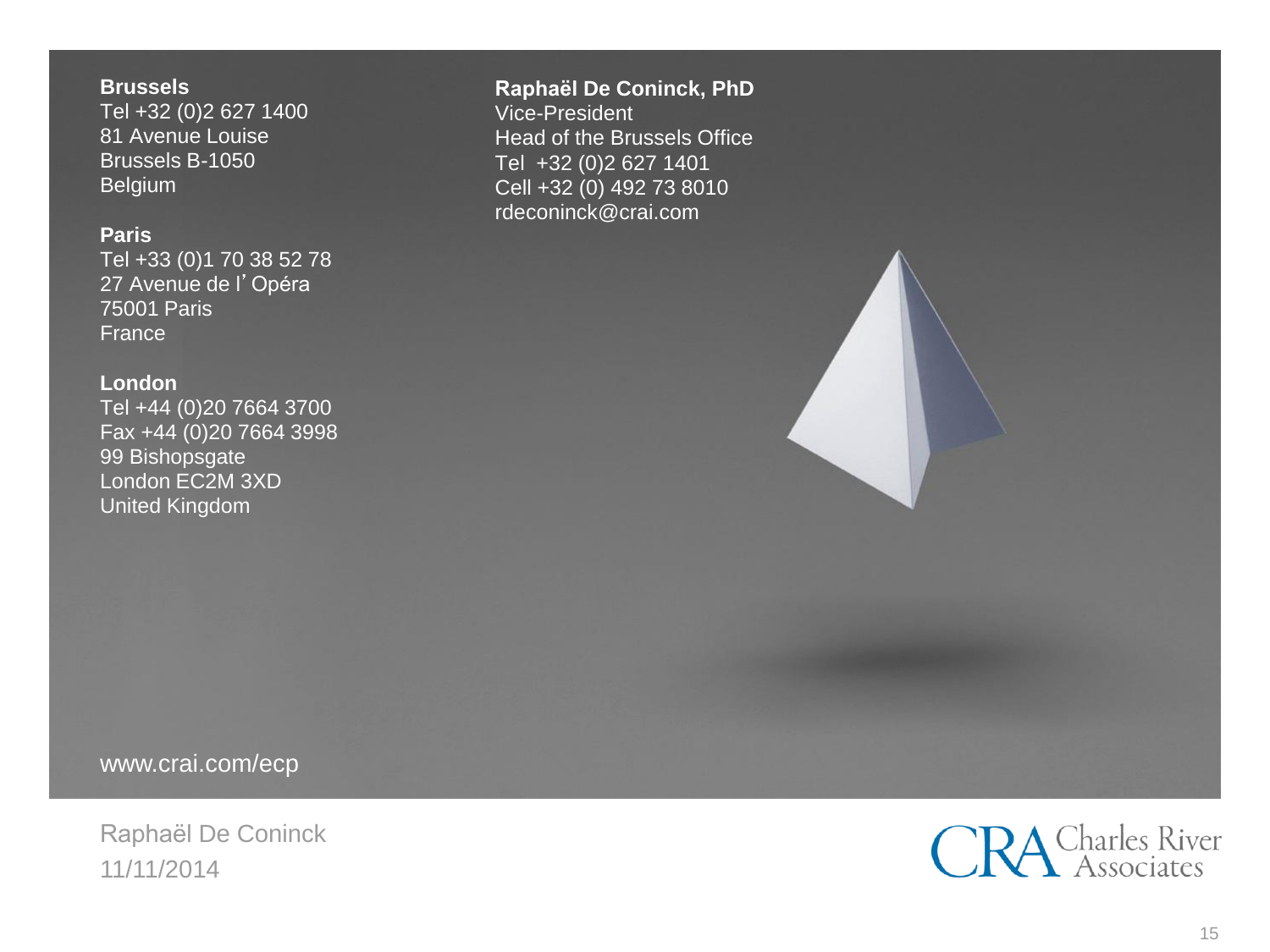**Brussels**
Tel +32 (0)2 627 1400
81 Avenue Louise
Brussels B-1050
Belgium

**Paris**
Tel +33 (0)1 70 38 52 78
27 Avenue de l'Opéra
75001 Paris
France

**London**
Tel +44 (0)20 7664 3700
Fax +44 (0)20 7664 3998
99 Bishopsgate
London EC2M 3XD
United Kingdom

**Raphaël De Coninck, PhD**
Vice-President
Head of the Brussels Office
Tel +32 (0)2 627 1401
Cell +32 (0) 492 73 8010
rdeconinck@crai.com

www.crai.com/ecp

Raphaël De Coninck
11/11/2014

CRA Charles River Associates